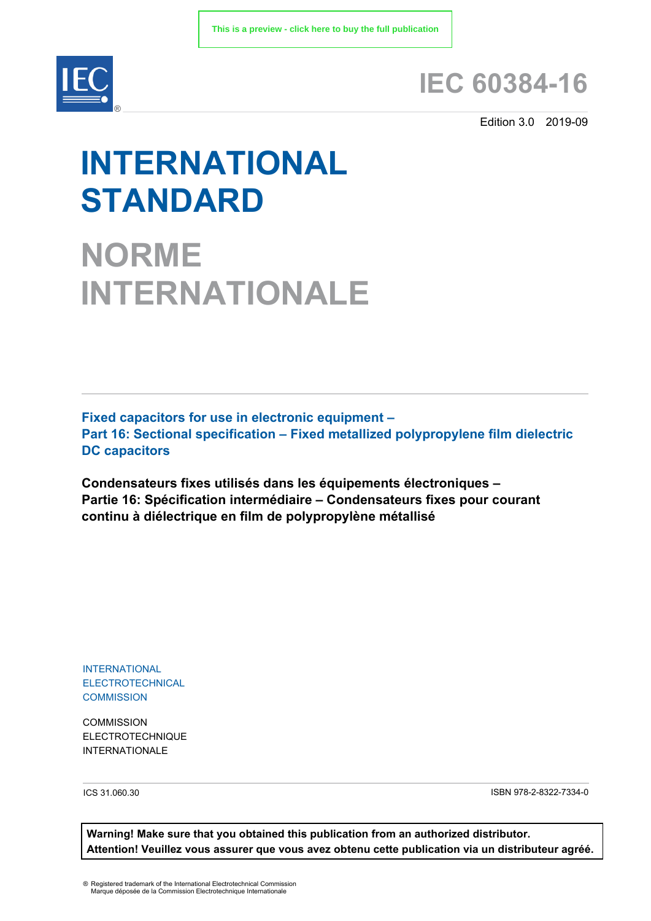This is a preview - click here to buy the full publication

# IEC 60384-16

Edition 3.0 2019-09

# INTERNATIONAL STANDARD

# NORME INTERNATIONALE

**Fixed capacitors for use in electronic equipment –**
**Part 16: Sectional specification – Fixed metallized polypropylene film dielectric DC capacitors**

**Condensateurs fixes utilisés dans les équipements électroniques –**
**Partie 16: Spécification intermédiaire – Condensateurs fixes pour courant continu à diélectrique en film de polypropylène métallisé**

INTERNATIONAL
ELECTROTECHNICAL
COMMISSION

COMMISSION
ELECTROTECHNIQUE
INTERNATIONALE

ICS 31.060.30

ISBN 978-2-8322-7334-0

**Warning! Make sure that you obtained this publication from an authorized distributor.**
**Attention! Veuillez vous assurer que vous avez obtenu cette publication via un distributeur agréé.**

® Registered trademark of the International Electrotechnical Commission
Marque déposée de la Commission Electrotechnique Internationale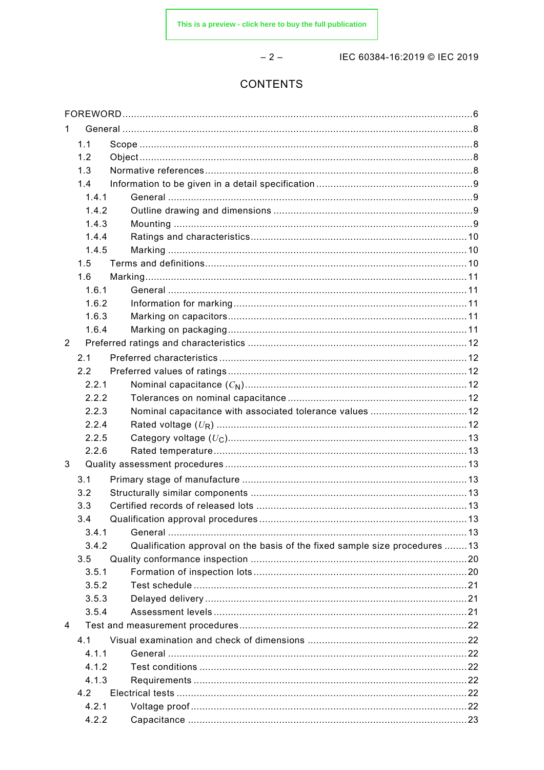# CONTENTS

FOREWORD ........................................................................................................................... 6

1 General .......................................................................................................................... 8

  1.1 Scope .................................................................................................................... 8

  1.2 Object .................................................................................................................... 8

  1.3 Normative references ............................................................................................. 8

  1.4 Information to be given in a detail specification ....................................................... 9

    1.4.1 General .......................................................................................................... 9

    1.4.2 Outline drawing and dimensions ..................................................................... 9

    1.4.3 Mounting ....................................................................................................... 9

    1.4.4 Ratings and characteristics ........................................................................... 10

    1.4.5 Marking ........................................................................................................ 10

  1.5 Terms and definitions ............................................................................................ 10

  1.6 Marking ................................................................................................................ 11

    1.6.1 General ........................................................................................................ 11

    1.6.2 Information for marking ................................................................................. 11

    1.6.3 Marking on capacitors ................................................................................... 11

    1.6.4 Marking on packaging ................................................................................... 11

2 Preferred ratings and characteristics ............................................................................ 12

  2.1 Preferred characteristics ...................................................................................... 12

  2.2 Preferred values of ratings .................................................................................... 12

    2.2.1 Nominal capacitance ($C_N$) ............................................................................ 12

    2.2.2 Tolerances on nominal capacitance ............................................................... 12

    2.2.3 Nominal capacitance with associated tolerance values .................................. 12

    2.2.4 Rated voltage ($U_R$) ..................................................................................... 12

    2.2.5 Category voltage ($U_C$) .................................................................................. 13

    2.2.6 Rated temperature ........................................................................................ 13

3 Quality assessment procedures .................................................................................... 13

  3.1 Primary stage of manufacture ............................................................................... 13

  3.2 Structurally similar components ............................................................................ 13

  3.3 Certified records of released lots .......................................................................... 13

  3.4 Qualification approval procedures ........................................................................ 13

    3.4.1 General ........................................................................................................ 13

    3.4.2 Qualification approval on the basis of the fixed sample size procedures ........ 13

  3.5 Quality conformance inspection ............................................................................ 20

    3.5.1 Formation of inspection lots .......................................................................... 20

    3.5.2 Test schedule ............................................................................................... 21

    3.5.3 Delayed delivery ........................................................................................... 21

    3.5.4 Assessment levels ........................................................................................ 21

4 Test and measurement procedures ............................................................................... 22

  4.1 Visual examination and check of dimensions ........................................................ 22

    4.1.1 General ........................................................................................................ 22

    4.1.2 Test conditions ............................................................................................. 22

    4.1.3 Requirements ............................................................................................... 22

  4.2 Electrical tests ...................................................................................................... 22

    4.2.1 Voltage proof ................................................................................................ 22

    4.2.2 Capacitance ................................................................................................. 23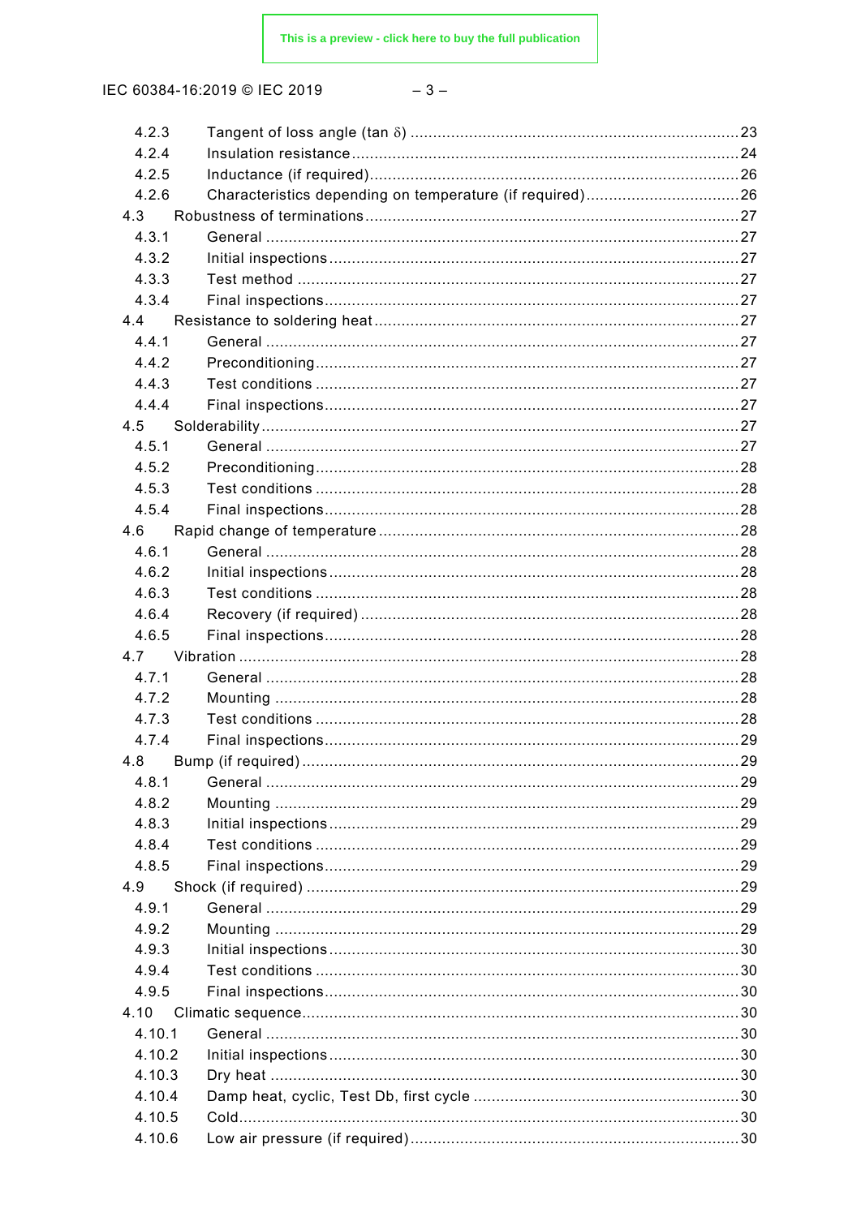4.2.3 Tangent of loss angle (tan δ) .......................................................................... 23
4.2.4 Insulation resistance ..................................................................................... 24
4.2.5 Inductance (if required) ................................................................................. 26
4.2.6 Characteristics depending on temperature (if required) .................................. 26

4.3 Robustness of terminations ................................................................................ 27
4.3.1 General ........................................................................................................ 27
4.3.2 Initial inspections .......................................................................................... 27
4.3.3 Test method ................................................................................................. 27
4.3.4 Final inspections ........................................................................................... 27

4.4 Resistance to soldering heat ............................................................................... 27
4.4.1 General ........................................................................................................ 27
4.4.2 Preconditioning ............................................................................................. 27
4.4.3 Test conditions ............................................................................................. 27
4.4.4 Final inspections ........................................................................................... 27

4.5 Solderability ......................................................................................................... 27
4.5.1 General ........................................................................................................ 27
4.5.2 Preconditioning ............................................................................................. 28
4.5.3 Test conditions ............................................................................................. 28
4.5.4 Final inspections ........................................................................................... 28

4.6 Rapid change of temperature ............................................................................... 28
4.6.1 General ........................................................................................................ 28
4.6.2 Initial inspections .......................................................................................... 28
4.6.3 Test conditions ............................................................................................. 28
4.6.4 Recovery (if required) ................................................................................... 28
4.6.5 Final inspections ........................................................................................... 28

4.7 Vibration .............................................................................................................. 28
4.7.1 General ........................................................................................................ 28
4.7.2 Mounting ...................................................................................................... 28
4.7.3 Test conditions ............................................................................................. 28
4.7.4 Final inspections ........................................................................................... 29

4.8 Bump (if required) ............................................................................................... 29
4.8.1 General ........................................................................................................ 29
4.8.2 Mounting ...................................................................................................... 29
4.8.3 Initial inspections .......................................................................................... 29
4.8.4 Test conditions ............................................................................................. 29
4.8.5 Final inspections ........................................................................................... 29

4.9 Shock (if required) ............................................................................................... 29
4.9.1 General ........................................................................................................ 29
4.9.2 Mounting ...................................................................................................... 29
4.9.3 Initial inspections .......................................................................................... 30
4.9.4 Test conditions ............................................................................................. 30
4.9.5 Final inspections ........................................................................................... 30

4.10 Climatic sequence ............................................................................................... 30
4.10.1 General ........................................................................................................ 30
4.10.2 Initial inspections .......................................................................................... 30
4.10.3 Dry heat ....................................................................................................... 30
4.10.4 Damp heat, cyclic, Test Db, first cycle ........................................................... 30
4.10.5 Cold ............................................................................................................. 30
4.10.6 Low air pressure (if required) ........................................................................ 30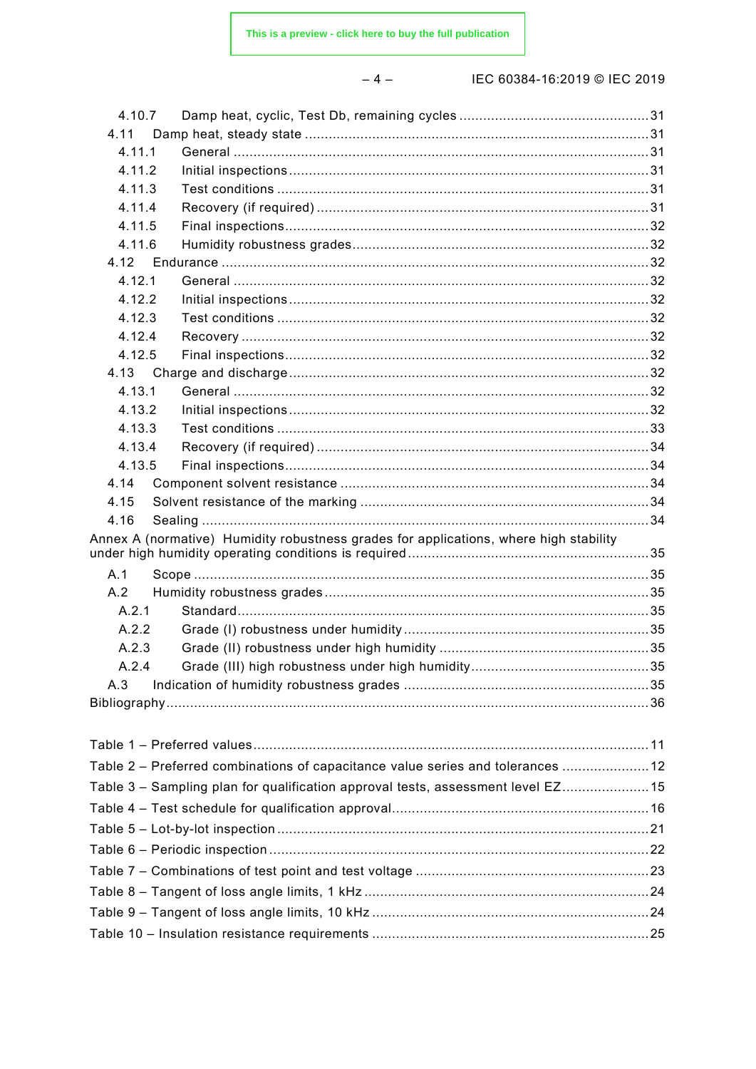4.10.7 Damp heat, cyclic, Test Db, remaining cycles ............................................... 31
4.11 Damp heat, steady state ..................................................................................... 31
4.11.1 General ....................................................................................................... 31
4.11.2 Initial inspections ......................................................................................... 31
4.11.3 Test conditions ............................................................................................ 31
4.11.4 Recovery (if required) .................................................................................. 31
4.11.5 Final inspections .......................................................................................... 32
4.11.6 Humidity robustness grades .......................................................................... 32
4.12 Endurance ......................................................................................................... 32
4.12.1 General ....................................................................................................... 32
4.12.2 Initial inspections ......................................................................................... 32
4.12.3 Test conditions ............................................................................................ 32
4.12.4 Recovery ..................................................................................................... 32
4.12.5 Final inspections .......................................................................................... 32
4.13 Charge and discharge ......................................................................................... 32
4.13.1 General ....................................................................................................... 32
4.13.2 Initial inspections ......................................................................................... 32
4.13.3 Test conditions ............................................................................................ 33
4.13.4 Recovery (if required) .................................................................................. 34
4.13.5 Final inspections .......................................................................................... 34
4.14 Component solvent resistance ............................................................................ 34
4.15 Solvent resistance of the marking ........................................................................ 34
4.16 Sealing .............................................................................................................. 34
Annex A (normative) Humidity robustness grades for applications, where high stability under high humidity operating conditions is required ............................................................ 35
A.1 Scope ................................................................................................................. 35
A.2 Humidity robustness grades ................................................................................. 35
A.2.1 Standard ...................................................................................................... 35
A.2.2 Grade (I) robustness under humidity ............................................................. 35
A.2.3 Grade (II) robustness under high humidity .................................................... 35
A.2.4 Grade (III) high robustness under high humidity ............................................ 35
A.3 Indication of humidity robustness grades ............................................................. 35
Bibliography ............................................................................................................... 36

Table 1 – Preferred values ............................................................................................ 11
Table 2 – Preferred combinations of capacitance value series and tolerances ................... 12
Table 3 – Sampling plan for qualification approval tests, assessment level EZ ................... 15
Table 4 – Test schedule for qualification approval ........................................................... 16
Table 5 – Lot-by-lot inspection ....................................................................................... 21
Table 6 – Periodic inspection ......................................................................................... 22
Table 7 – Combinations of test point and test voltage ...................................................... 23
Table 8 – Tangent of loss angle limits, 1 kHz ................................................................... 24
Table 9 – Tangent of loss angle limits, 10 kHz ................................................................. 24
Table 10 – Insulation resistance requirements ................................................................. 25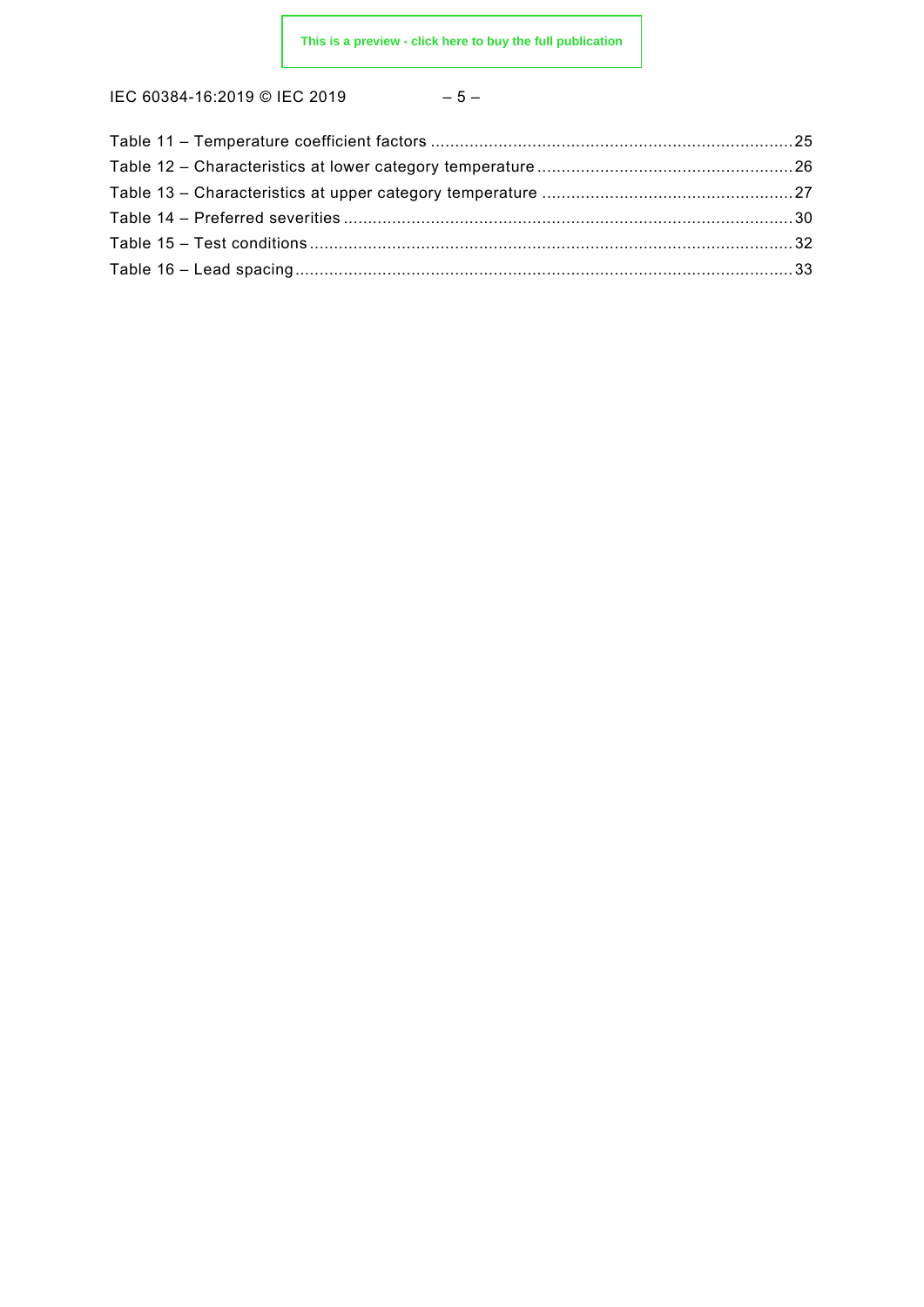Table 11 – Temperature coefficient factors ........................................................................25
Table 12 – Characteristics at lower category temperature ...................................................26
Table 13 – Characteristics at upper category temperature ..................................................27
Table 14 – Preferred severities ..........................................................................................30
Table 15 – Test conditions ..................................................................................................32
Table 16 – Lead spacing .....................................................................................................33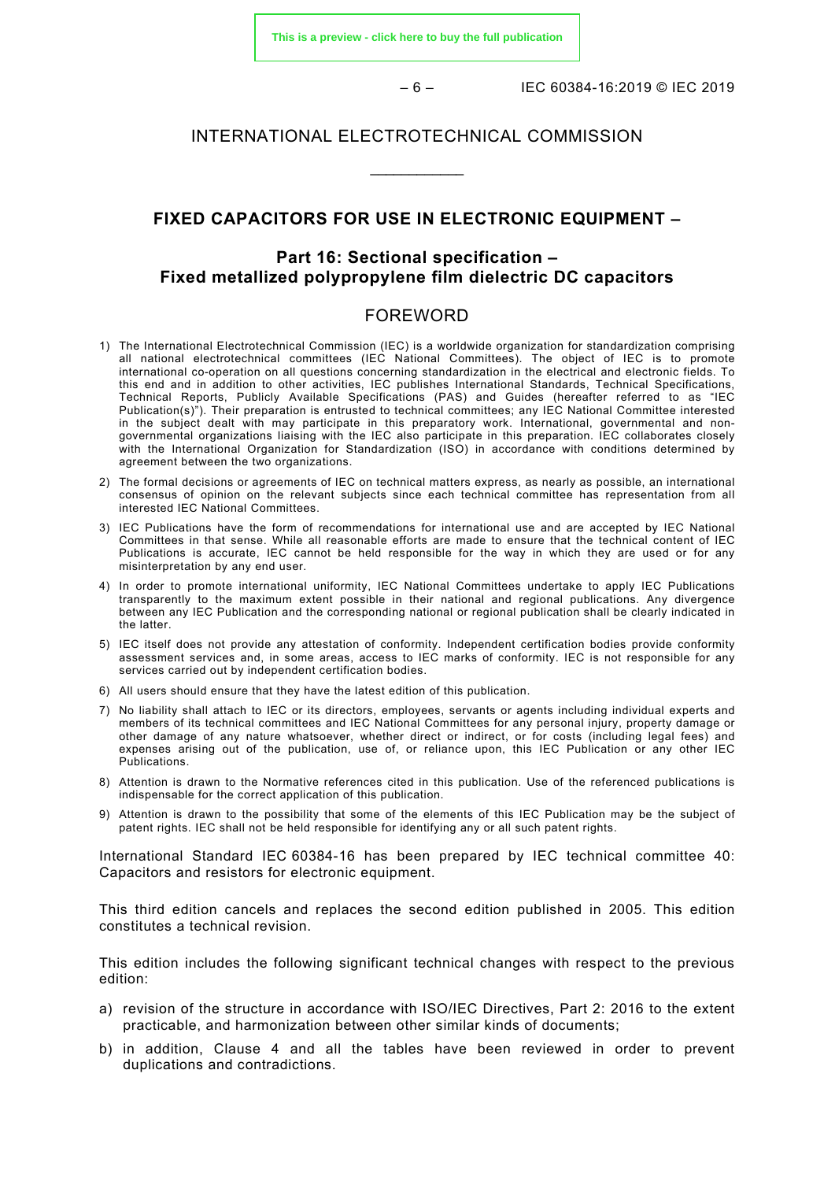# INTERNATIONAL ELECTROTECHNICAL COMMISSION

____________

## FIXED CAPACITORS FOR USE IN ELECTRONIC EQUIPMENT –

## Part 16: Sectional specification – Fixed metallized polypropylene film dielectric DC capacitors

## FOREWORD

1) The International Electrotechnical Commission (IEC) is a worldwide organization for standardization comprising all national electrotechnical committees (IEC National Committees). The object of IEC is to promote international co-operation on all questions concerning standardization in the electrical and electronic fields. To this end and in addition to other activities, IEC publishes International Standards, Technical Specifications, Technical Reports, Publicly Available Specifications (PAS) and Guides (hereafter referred to as "IEC Publication(s)"). Their preparation is entrusted to technical committees; any IEC National Committee interested in the subject dealt with may participate in this preparatory work. International, governmental and non-governmental organizations liaising with the IEC also participate in this preparation. IEC collaborates closely with the International Organization for Standardization (ISO) in accordance with conditions determined by agreement between the two organizations.
2) The formal decisions or agreements of IEC on technical matters express, as nearly as possible, an international consensus of opinion on the relevant subjects since each technical committee has representation from all interested IEC National Committees.
3) IEC Publications have the form of recommendations for international use and are accepted by IEC National Committees in that sense. While all reasonable efforts are made to ensure that the technical content of IEC Publications is accurate, IEC cannot be held responsible for the way in which they are used or for any misinterpretation by any end user.
4) In order to promote international uniformity, IEC National Committees undertake to apply IEC Publications transparently to the maximum extent possible in their national and regional publications. Any divergence between any IEC Publication and the corresponding national or regional publication shall be clearly indicated in the latter.
5) IEC itself does not provide any attestation of conformity. Independent certification bodies provide conformity assessment services and, in some areas, access to IEC marks of conformity. IEC is not responsible for any services carried out by independent certification bodies.
6) All users should ensure that they have the latest edition of this publication.
7) No liability shall attach to IEC or its directors, employees, servants or agents including individual experts and members of its technical committees and IEC National Committees for any personal injury, property damage or other damage of any nature whatsoever, whether direct or indirect, or for costs (including legal fees) and expenses arising out of the publication, use of, or reliance upon, this IEC Publication or any other IEC Publications.
8) Attention is drawn to the Normative references cited in this publication. Use of the referenced publications is indispensable for the correct application of this publication.
9) Attention is drawn to the possibility that some of the elements of this IEC Publication may be the subject of patent rights. IEC shall not be held responsible for identifying any or all such patent rights.

International Standard IEC 60384-16 has been prepared by IEC technical committee 40: Capacitors and resistors for electronic equipment.

This third edition cancels and replaces the second edition published in 2005. This edition constitutes a technical revision.

This edition includes the following significant technical changes with respect to the previous edition:

a) revision of the structure in accordance with ISO/IEC Directives, Part 2: 2016 to the extent practicable, and harmonization between other similar kinds of documents;
b) in addition, Clause 4 and all the tables have been reviewed in order to prevent duplications and contradictions.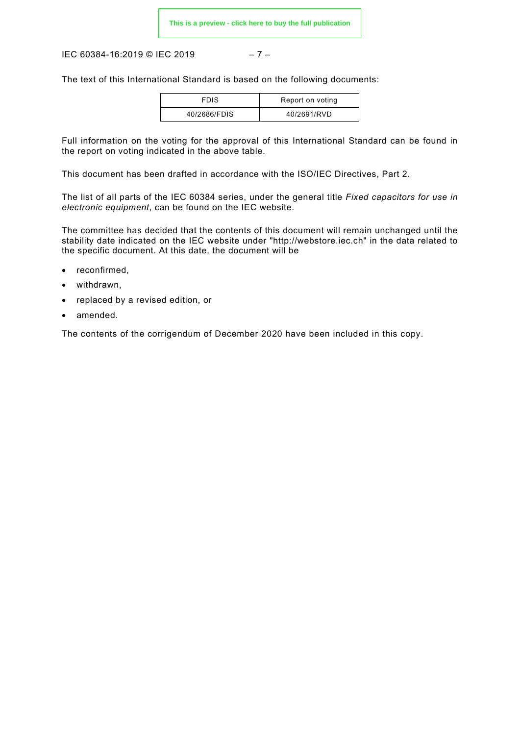The text of this International Standard is based on the following documents:

| FDIS | Report on voting |
| --- | --- |
| 40/2686/FDIS | 40/2691/RVD |

Full information on the voting for the approval of this International Standard can be found in the report on voting indicated in the above table.

This document has been drafted in accordance with the ISO/IEC Directives, Part 2.

The list of all parts of the IEC 60384 series, under the general title *Fixed capacitors for use in electronic equipment*, can be found on the IEC website.

The committee has decided that the contents of this document will remain unchanged until the stability date indicated on the IEC website under "http://webstore.iec.ch" in the data related to the specific document. At this date, the document will be

- reconfirmed,
- withdrawn,
- replaced by a revised edition, or
- amended.

The contents of the corrigendum of December 2020 have been included in this copy.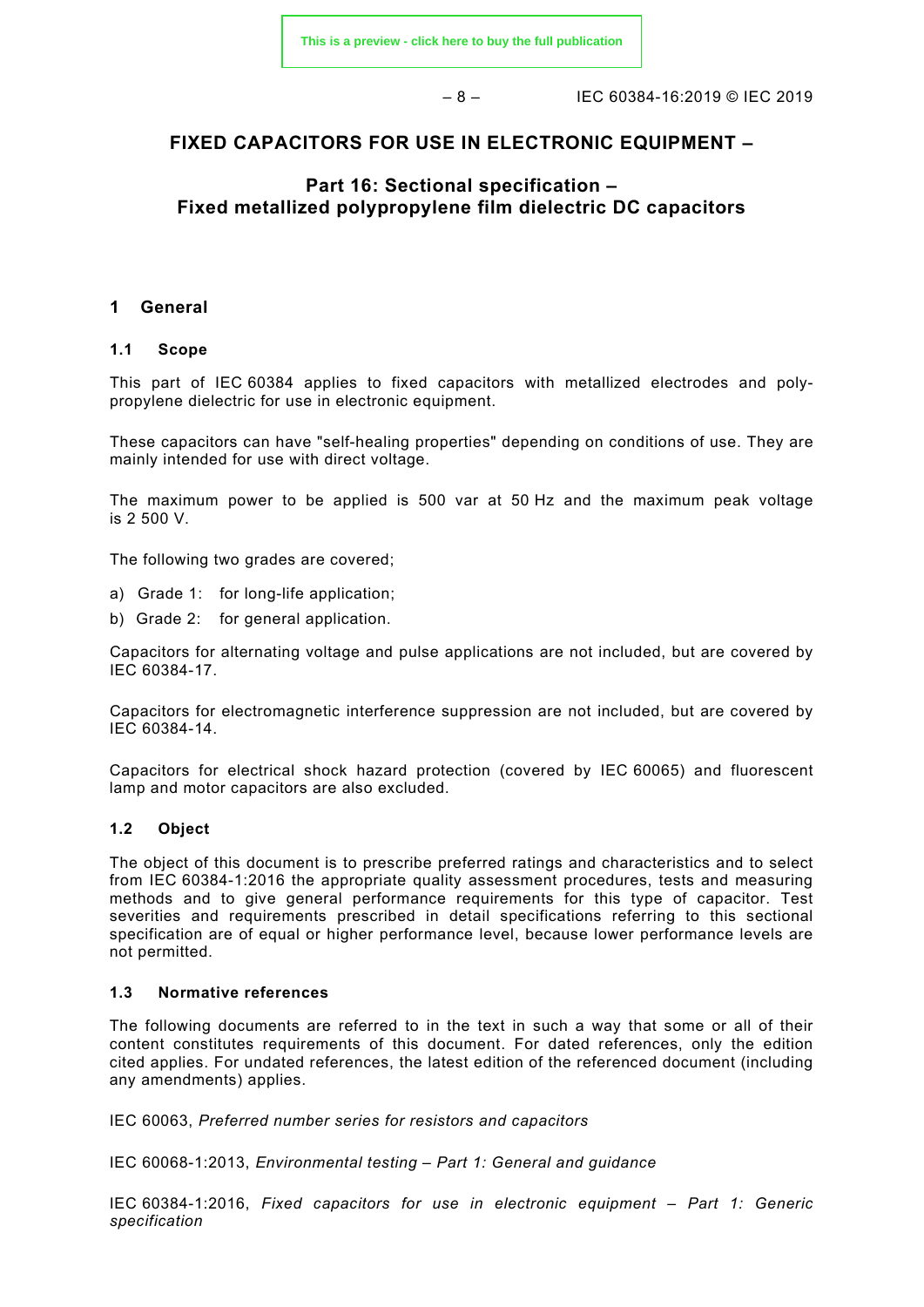# FIXED CAPACITORS FOR USE IN ELECTRONIC EQUIPMENT –

## Part 16: Sectional specification – Fixed metallized polypropylene film dielectric DC capacitors

## 1 General

### 1.1 Scope

This part of IEC 60384 applies to fixed capacitors with metallized electrodes and polypropylene dielectric for use in electronic equipment.

These capacitors can have "self-healing properties" depending on conditions of use. They are mainly intended for use with direct voltage.

The maximum power to be applied is 500 var at 50 Hz and the maximum peak voltage is 2 500 V.

The following two grades are covered;

a) Grade 1: for long-life application;

b) Grade 2: for general application.

Capacitors for alternating voltage and pulse applications are not included, but are covered by IEC 60384-17.

Capacitors for electromagnetic interference suppression are not included, but are covered by IEC 60384-14.

Capacitors for electrical shock hazard protection (covered by IEC 60065) and fluorescent lamp and motor capacitors are also excluded.

### 1.2 Object

The object of this document is to prescribe preferred ratings and characteristics and to select from IEC 60384-1:2016 the appropriate quality assessment procedures, tests and measuring methods and to give general performance requirements for this type of capacitor. Test severities and requirements prescribed in detail specifications referring to this sectional specification are of equal or higher performance level, because lower performance levels are not permitted.

### 1.3 Normative references

The following documents are referred to in the text in such a way that some or all of their content constitutes requirements of this document. For dated references, only the edition cited applies. For undated references, the latest edition of the referenced document (including any amendments) applies.

IEC 60063, *Preferred number series for resistors and capacitors*

IEC 60068-1:2013, *Environmental testing – Part 1: General and guidance*

IEC 60384-1:2016, *Fixed capacitors for use in electronic equipment – Part 1: Generic specification*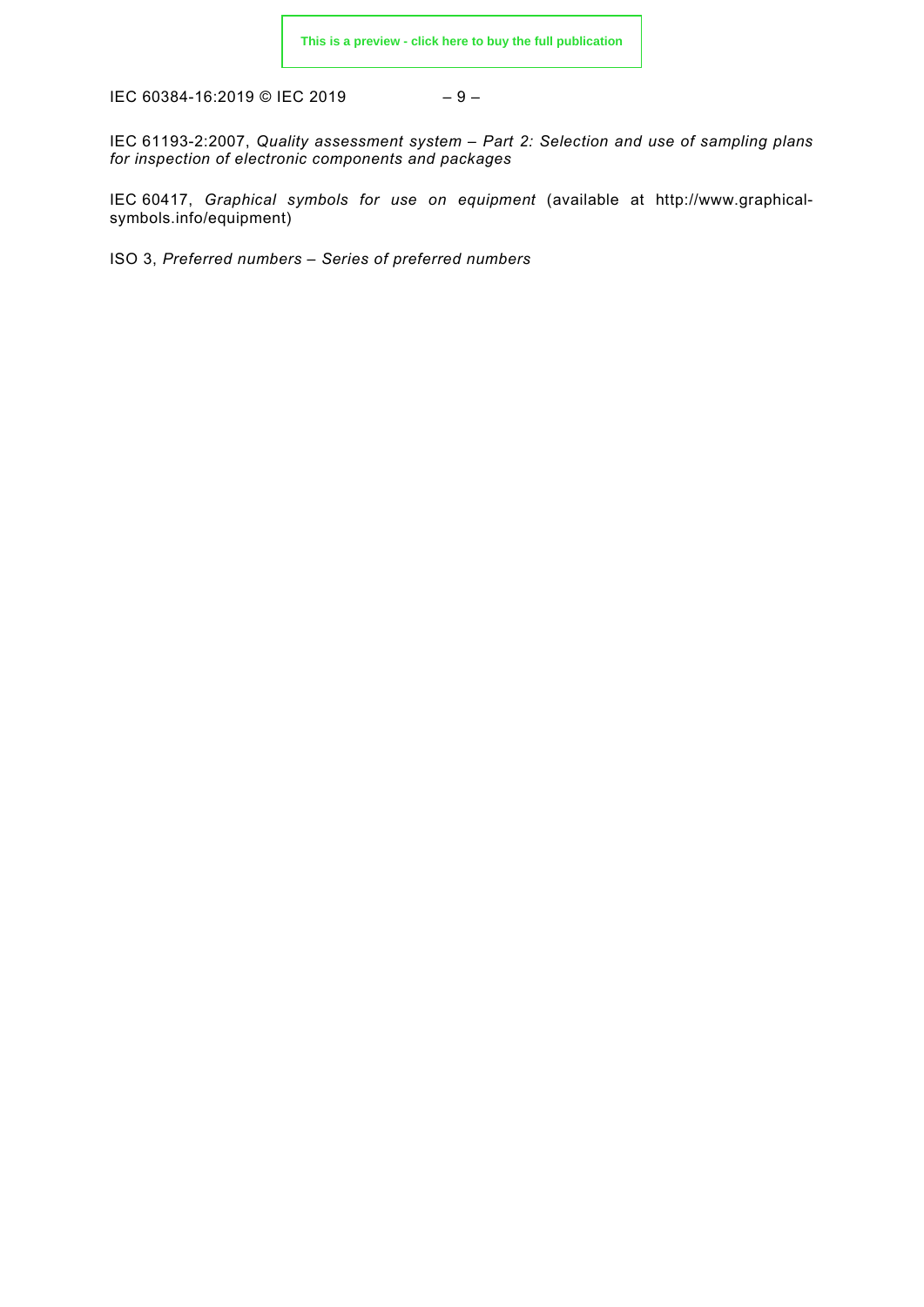IEC 61193-2:2007, *Quality assessment system – Part 2: Selection and use of sampling plans for inspection of electronic components and packages*

IEC 60417, *Graphical symbols for use on equipment* (available at http://www.graphical-symbols.info/equipment)

ISO 3, *Preferred numbers – Series of preferred numbers*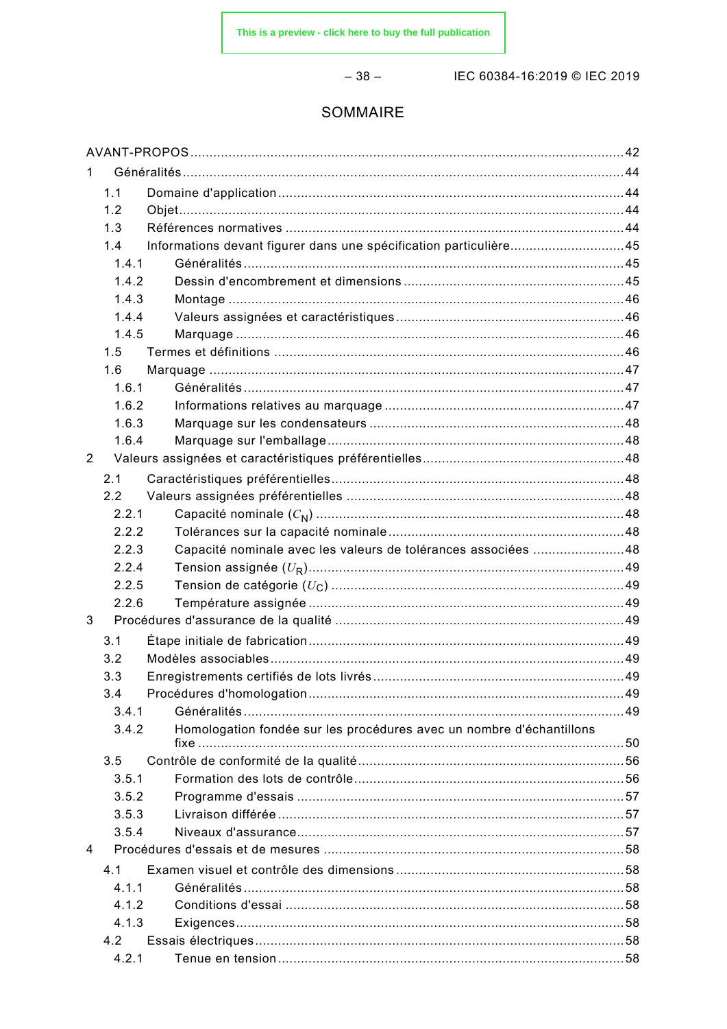# SOMMAIRE

AVANT-PROPOS .......... 42

1 Généralités .......... 44

- 1.1 Domaine d'application .......... 44
- 1.2 Objet .......... 44
- 1.3 Références normatives .......... 44
- 1.4 Informations devant figurer dans une spécification particulière .......... 45
  - 1.4.1 Généralités .......... 45
  - 1.4.2 Dessin d'encombrement et dimensions .......... 45
  - 1.4.3 Montage .......... 46
  - 1.4.4 Valeurs assignées et caractéristiques .......... 46
  - 1.4.5 Marquage .......... 46
- 1.5 Termes et définitions .......... 46
- 1.6 Marquage .......... 47
  - 1.6.1 Généralités .......... 47
  - 1.6.2 Informations relatives au marquage .......... 47
  - 1.6.3 Marquage sur les condensateurs .......... 48
  - 1.6.4 Marquage sur l'emballage .......... 48

2 Valeurs assignées et caractéristiques préférentielles .......... 48

- 2.1 Caractéristiques préférentielles .......... 48
- 2.2 Valeurs assignées préférentielles .......... 48
  - 2.2.1 Capacité nominale ($C_N$) .......... 48
  - 2.2.2 Tolérances sur la capacité nominale .......... 48
  - 2.2.3 Capacité nominale avec les valeurs de tolérances associées .......... 48
  - 2.2.4 Tension assignée ($U_R$) .......... 49
  - 2.2.5 Tension de catégorie ($U_C$) .......... 49
  - 2.2.6 Température assignée .......... 49

3 Procédures d'assurance de la qualité .......... 49

- 3.1 Étape initiale de fabrication .......... 49
- 3.2 Modèles associables .......... 49
- 3.3 Enregistrements certifiés de lots livrés .......... 49
- 3.4 Procédures d'homologation .......... 49
  - 3.4.1 Généralités .......... 49
  - 3.4.2 Homologation fondée sur les procédures avec un nombre d'échantillons fixe .......... 50
- 3.5 Contrôle de conformité de la qualité .......... 56
  - 3.5.1 Formation des lots de contrôle .......... 56
  - 3.5.2 Programme d'essais .......... 57
  - 3.5.3 Livraison différée .......... 57
  - 3.5.4 Niveaux d'assurance .......... 57

4 Procédures d'essais et de mesures .......... 58

- 4.1 Examen visuel et contrôle des dimensions .......... 58
  - 4.1.1 Généralités .......... 58
  - 4.1.2 Conditions d'essai .......... 58
  - 4.1.3 Exigences .......... 58
- 4.2 Essais électriques .......... 58
  - 4.2.1 Tenue en tension .......... 58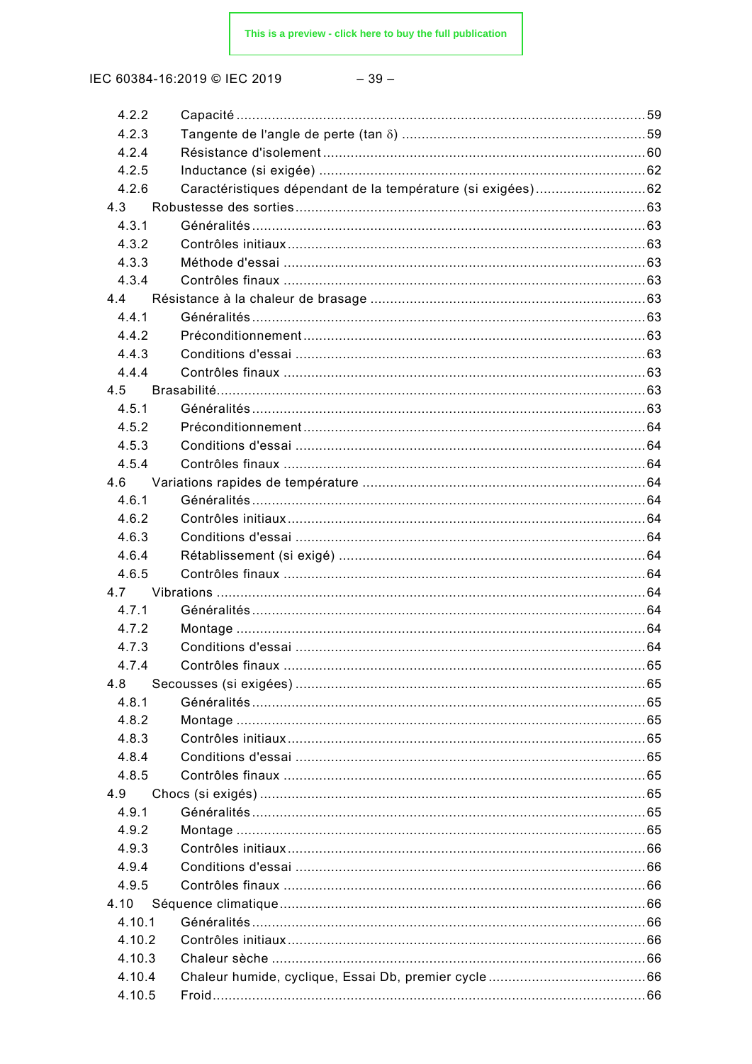4.2.2 Capacité ....................................................................................................59
4.2.3 Tangente de l'angle de perte (tan $\delta$) ................................................................59
4.2.4 Résistance d'isolement ...........................................................................................60
4.2.5 Inductance (si exigée) ...........................................................................................62
4.2.6 Caractéristiques dépendant de la température (si exigées) ......................................62
4.3 Robustesse des sorties ...............................................................................................63
4.3.1 Généralités ...........................................................................................................63
4.3.2 Contrôles initiaux ...................................................................................................63
4.3.3 Méthode d'essai ....................................................................................................63
4.3.4 Contrôles finaux ....................................................................................................63
4.4 Résistance à la chaleur de brasage ..............................................................................63
4.4.1 Généralités ...........................................................................................................63
4.4.2 Préconditionnement ...............................................................................................63
4.4.3 Conditions d'essai ..................................................................................................63
4.4.4 Contrôles finaux ....................................................................................................63
4.5 Brasabilité ...................................................................................................................63
4.5.1 Généralités ...........................................................................................................63
4.5.2 Préconditionnement ...............................................................................................64
4.5.3 Conditions d'essai ..................................................................................................64
4.5.4 Contrôles finaux ....................................................................................................64
4.6 Variations rapides de température ...............................................................................64
4.6.1 Généralités ...........................................................................................................64
4.6.2 Contrôles initiaux ...................................................................................................64
4.6.3 Conditions d'essai ..................................................................................................64
4.6.4 Rétablissement (si exigé) .......................................................................................64
4.6.5 Contrôles finaux ....................................................................................................64
4.7 Vibrations ....................................................................................................................64
4.7.1 Généralités ...........................................................................................................64
4.7.2 Montage ...............................................................................................................64
4.7.3 Conditions d'essai ..................................................................................................64
4.7.4 Contrôles finaux ....................................................................................................65
4.8 Secousses (si exigées) ................................................................................................65
4.8.1 Généralités ...........................................................................................................65
4.8.2 Montage ...............................................................................................................65
4.8.3 Contrôles initiaux ...................................................................................................65
4.8.4 Conditions d'essai ..................................................................................................65
4.8.5 Contrôles finaux ....................................................................................................65
4.9 Chocs (si exigés) .........................................................................................................65
4.9.1 Généralités ...........................................................................................................65
4.9.2 Montage ...............................................................................................................65
4.9.3 Contrôles initiaux ...................................................................................................66
4.9.4 Conditions d'essai ..................................................................................................66
4.9.5 Contrôles finaux ....................................................................................................66
4.10 Séquence climatique ...................................................................................................66
4.10.1 Généralités ...........................................................................................................66
4.10.2 Contrôles initiaux ...................................................................................................66
4.10.3 Chaleur sèche .......................................................................................................66
4.10.4 Chaleur humide, cyclique, Essai Db, premier cycle ....................................................66
4.10.5 Froid ....................................................................................................................66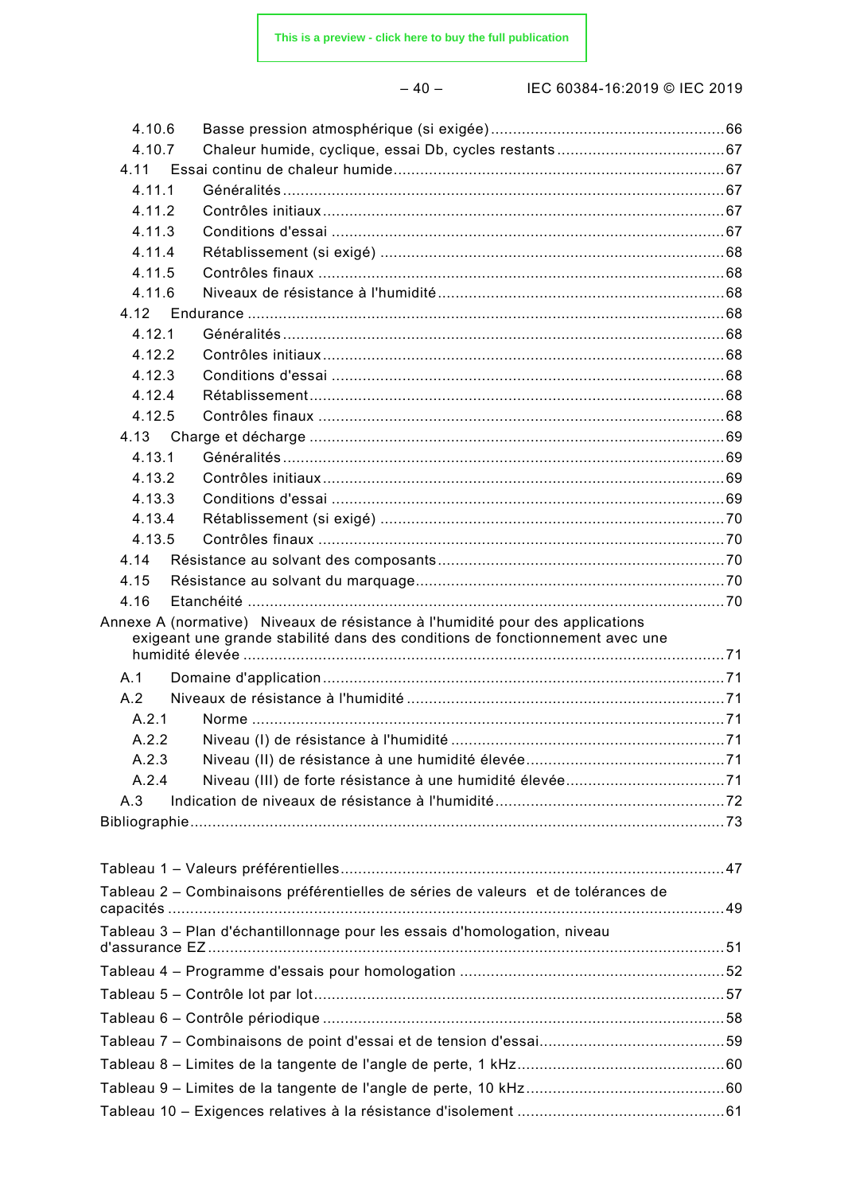4.10.6 Basse pression atmosphérique (si exigée) ..... 66
4.10.7 Chaleur humide, cyclique, essai Db, cycles restants ..... 67
4.11 Essai continu de chaleur humide ..... 67
4.11.1 Généralités ..... 67
4.11.2 Contrôles initiaux ..... 67
4.11.3 Conditions d'essai ..... 67
4.11.4 Rétablissement (si exigé) ..... 68
4.11.5 Contrôles finaux ..... 68
4.11.6 Niveaux de résistance à l'humidité ..... 68
4.12 Endurance ..... 68
4.12.1 Généralités ..... 68
4.12.2 Contrôles initiaux ..... 68
4.12.3 Conditions d'essai ..... 68
4.12.4 Rétablissement ..... 68
4.12.5 Contrôles finaux ..... 68
4.13 Charge et décharge ..... 69
4.13.1 Généralités ..... 69
4.13.2 Contrôles initiaux ..... 69
4.13.3 Conditions d'essai ..... 69
4.13.4 Rétablissement (si exigé) ..... 70
4.13.5 Contrôles finaux ..... 70
4.14 Résistance au solvant des composants ..... 70
4.15 Résistance au solvant du marquage ..... 70
4.16 Etanchéité ..... 70
Annexe A (normative) Niveaux de résistance à l'humidité pour des applications exigeant une grande stabilité dans des conditions de fonctionnement avec une humidité élevée ..... 71
A.1 Domaine d'application ..... 71
A.2 Niveaux de résistance à l'humidité ..... 71
A.2.1 Norme ..... 71
A.2.2 Niveau (I) de résistance à l'humidité ..... 71
A.2.3 Niveau (II) de résistance à une humidité élevée ..... 71
A.2.4 Niveau (III) de forte résistance à une humidité élevée ..... 71
A.3 Indication de niveaux de résistance à l'humidité ..... 72
Bibliographie ..... 73

Tableau 1 – Valeurs préférentielles ..... 47
Tableau 2 – Combinaisons préférentielles de séries de valeurs et de tolérances de capacités ..... 49
Tableau 3 – Plan d'échantillonnage pour les essais d'homologation, niveau d'assurance EZ ..... 51
Tableau 4 – Programme d'essais pour homologation ..... 52
Tableau 5 – Contrôle lot par lot ..... 57
Tableau 6 – Contrôle périodique ..... 58
Tableau 7 – Combinaisons de point d'essai et de tension d'essai ..... 59
Tableau 8 – Limites de la tangente de l'angle de perte, 1 kHz ..... 60
Tableau 9 – Limites de la tangente de l'angle de perte, 10 kHz ..... 60
Tableau 10 – Exigences relatives à la résistance d'isolement ..... 61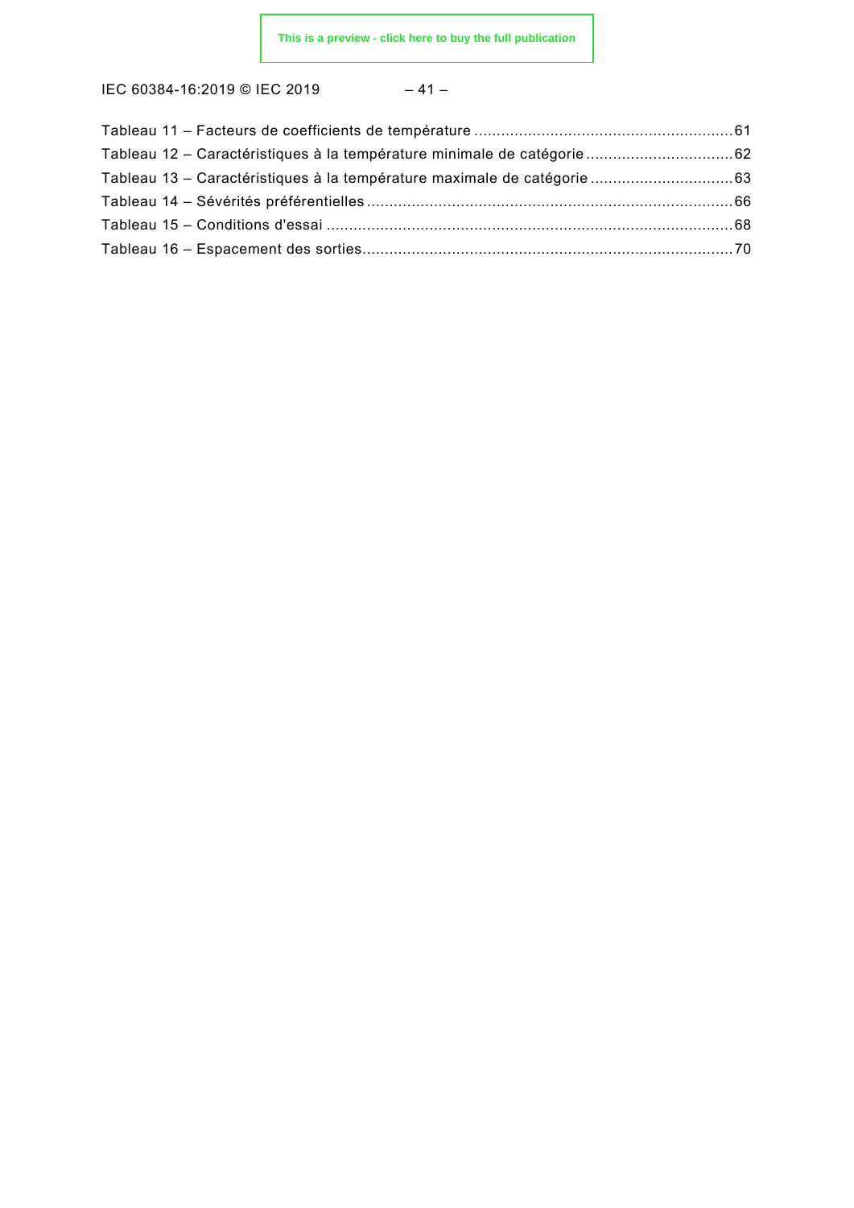Tableau 11 – Facteurs de coefficients de température ........................................................ 61
Tableau 12 – Caractéristiques à la température minimale de catégorie ................................ 62
Tableau 13 – Caractéristiques à la température maximale de catégorie ............................... 63
Tableau 14 – Sévérités préférentielles ................................................................................ 66
Tableau 15 – Conditions d'essai ......................................................................................... 68
Tableau 16 – Espacement des sorties................................................................................. 70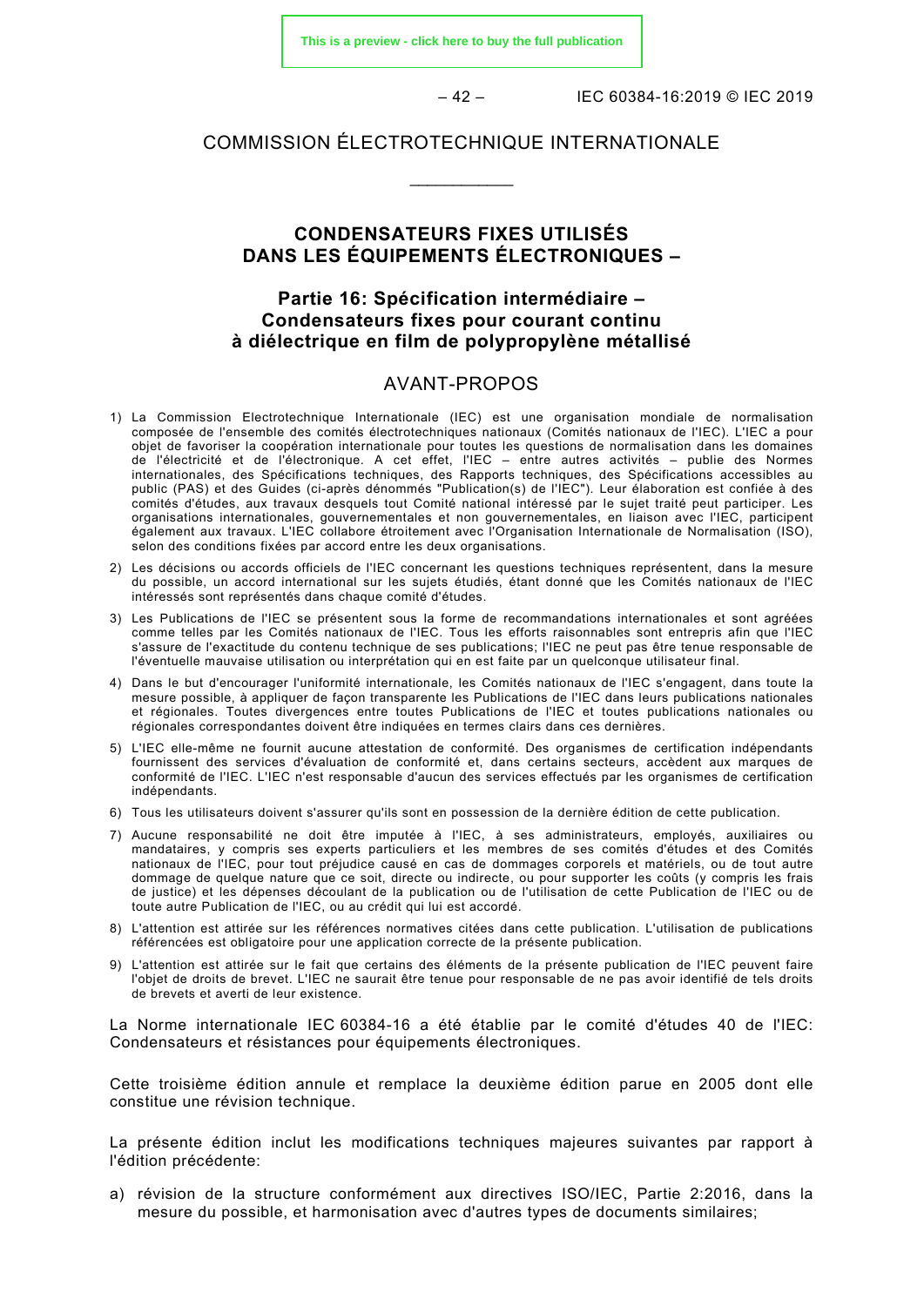# COMMISSION ÉLECTROTECHNIQUE INTERNATIONALE

___________

## CONDENSATEURS FIXES UTILISÉS DANS LES ÉQUIPEMENTS ÉLECTRONIQUES –

## Partie 16: Spécification intermédiaire – Condensateurs fixes pour courant continu à diélectrique en film de polypropylène métallisé

## AVANT-PROPOS

1) La Commission Electrotechnique Internationale (IEC) est une organisation mondiale de normalisation composée de l'ensemble des comités électrotechniques nationaux (Comités nationaux de l'IEC). L'IEC a pour objet de favoriser la coopération internationale pour toutes les questions de normalisation dans les domaines de l'électricité et de l'électronique. A cet effet, l'IEC – entre autres activités – publie des Normes internationales, des Spécifications techniques, des Rapports techniques, des Spécifications accessibles au public (PAS) et des Guides (ci-après dénommés "Publication(s) de l'IEC"). Leur élaboration est confiée à des comités d'études, aux travaux desquels tout Comité national intéressé par le sujet traité peut participer. Les organisations internationales, gouvernementales et non gouvernementales, en liaison avec l'IEC, participent également aux travaux. L'IEC collabore étroitement avec l'Organisation Internationale de Normalisation (ISO), selon des conditions fixées par accord entre les deux organisations.

2) Les décisions ou accords officiels de l'IEC concernant les questions techniques représentent, dans la mesure du possible, un accord international sur les sujets étudiés, étant donné que les Comités nationaux de l'IEC intéressés sont représentés dans chaque comité d'études.

3) Les Publications de l'IEC se présentent sous la forme de recommandations internationales et sont agréées comme telles par les Comités nationaux de l'IEC. Tous les efforts raisonnables sont entrepris afin que l'IEC s'assure de l'exactitude du contenu technique de ses publications; l'IEC ne peut pas être tenue responsable de l'éventuelle mauvaise utilisation ou interprétation qui en est faite par un quelconque utilisateur final.

4) Dans le but d'encourager l'uniformité internationale, les Comités nationaux de l'IEC s'engagent, dans toute la mesure possible, à appliquer de façon transparente les Publications de l'IEC dans leurs publications nationales et régionales. Toutes divergences entre toutes Publications de l'IEC et toutes publications nationales ou régionales correspondantes doivent être indiquées en termes clairs dans ces dernières.

5) L'IEC elle-même ne fournit aucune attestation de conformité. Des organismes de certification indépendants fournissent des services d'évaluation de conformité et, dans certains secteurs, accèdent aux marques de conformité de l'IEC. L'IEC n'est responsable d'aucun des services effectués par les organismes de certification indépendants.

6) Tous les utilisateurs doivent s'assurer qu'ils sont en possession de la dernière édition de cette publication.

7) Aucune responsabilité ne doit être imputée à l'IEC, à ses administrateurs, employés, auxiliaires ou mandataires, y compris ses experts particuliers et les membres de ses comités d'études et des Comités nationaux de l'IEC, pour tout préjudice causé en cas de dommages corporels et matériels, ou de tout autre dommage de quelque nature que ce soit, directe ou indirecte, ou pour supporter les coûts (y compris les frais de justice) et les dépenses découlant de la publication ou de l'utilisation de cette Publication de l'IEC ou de toute autre Publication de l'IEC, ou au crédit qui lui est accordé.

8) L'attention est attirée sur les références normatives citées dans cette publication. L'utilisation de publications référencées est obligatoire pour une application correcte de la présente publication.

9) L'attention est attirée sur le fait que certains des éléments de la présente publication de l'IEC peuvent faire l'objet de droits de brevet. L'IEC ne saurait être tenue pour responsable de ne pas avoir identifié de tels droits de brevets et averti de leur existence.

La Norme internationale IEC 60384-16 a été établie par le comité d'études 40 de l'IEC: Condensateurs et résistances pour équipements électroniques.

Cette troisième édition annule et remplace la deuxième édition parue en 2005 dont elle constitue une révision technique.

La présente édition inclut les modifications techniques majeures suivantes par rapport à l'édition précédente:

a) révision de la structure conformément aux directives ISO/IEC, Partie 2:2016, dans la mesure du possible, et harmonisation avec d'autres types de documents similaires;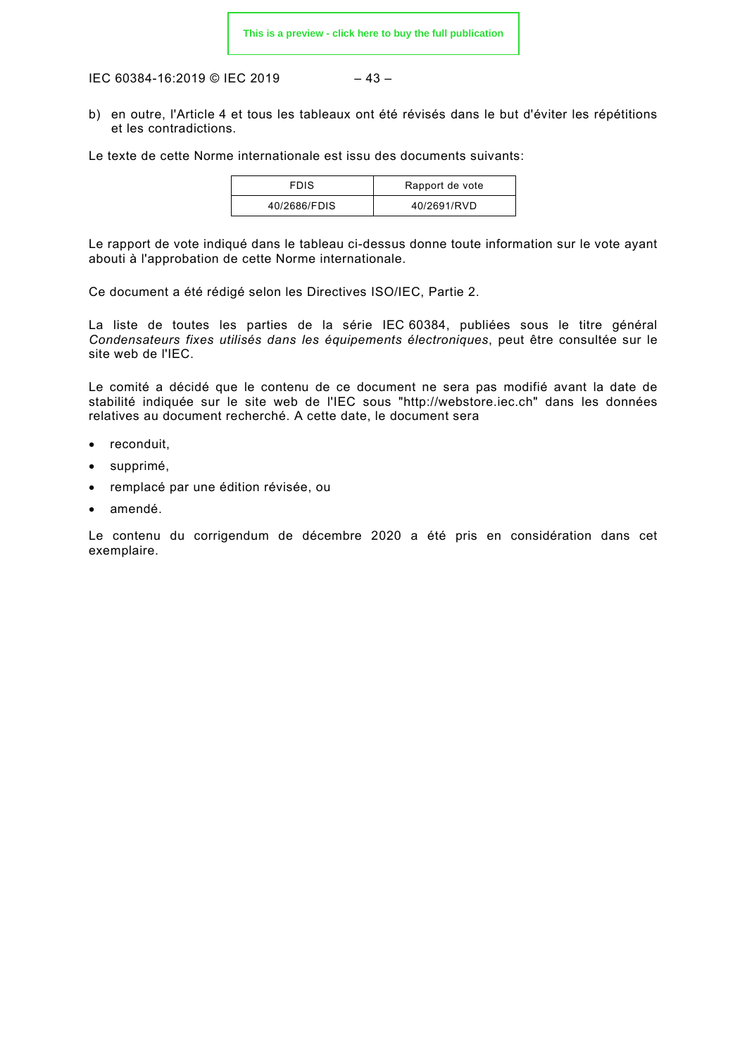b) en outre, l'Article 4 et tous les tableaux ont été révisés dans le but d'éviter les répétitions et les contradictions.

Le texte de cette Norme internationale est issu des documents suivants:

| FDIS | Rapport de vote |
|---|---|
| 40/2686/FDIS | 40/2691/RVD |

Le rapport de vote indiqué dans le tableau ci-dessus donne toute information sur le vote ayant abouti à l'approbation de cette Norme internationale.

Ce document a été rédigé selon les Directives ISO/IEC, Partie 2.

La liste de toutes les parties de la série IEC 60384, publiées sous le titre général *Condensateurs fixes utilisés dans les équipements électroniques*, peut être consultée sur le site web de l'IEC.

Le comité a décidé que le contenu de ce document ne sera pas modifié avant la date de stabilité indiquée sur le site web de l'IEC sous "http://webstore.iec.ch" dans les données relatives au document recherché. A cette date, le document sera

- reconduit,
- supprimé,
- remplacé par une édition révisée, ou
- amendé.

Le contenu du corrigendum de décembre 2020 a été pris en considération dans cet exemplaire.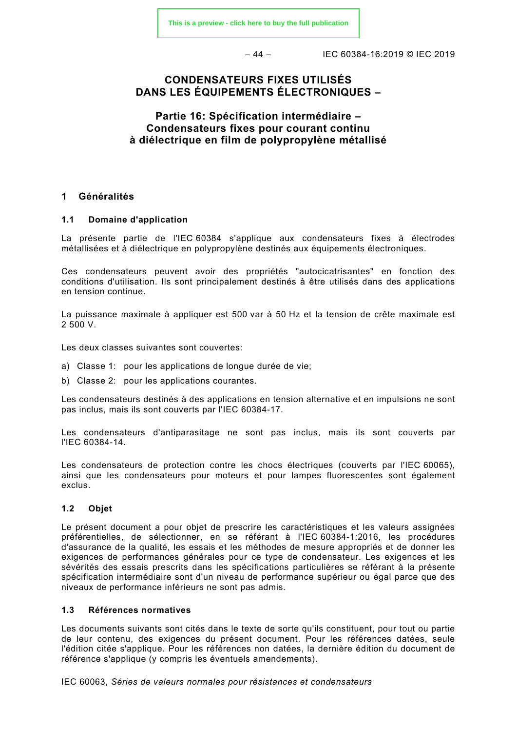# CONDENSATEURS FIXES UTILISÉS DANS LES ÉQUIPEMENTS ÉLECTRONIQUES –

## Partie 16: Spécification intermédiaire – Condensateurs fixes pour courant continu à diélectrique en film de polypropylène métallisé

## 1 Généralités

### 1.1 Domaine d'application

La présente partie de l'IEC 60384 s'applique aux condensateurs fixes à électrodes métallisées et à diélectrique en polypropylène destinés aux équipements électroniques.

Ces condensateurs peuvent avoir des propriétés "autocicatrisantes" en fonction des conditions d'utilisation. Ils sont principalement destinés à être utilisés dans des applications en tension continue.

La puissance maximale à appliquer est 500 var à 50 Hz et la tension de crête maximale est 2 500 V.

Les deux classes suivantes sont couvertes:

a) Classe 1: pour les applications de longue durée de vie;

b) Classe 2: pour les applications courantes.

Les condensateurs destinés à des applications en tension alternative et en impulsions ne sont pas inclus, mais ils sont couverts par l'IEC 60384-17.

Les condensateurs d'antiparasitage ne sont pas inclus, mais ils sont couverts par l'IEC 60384-14.

Les condensateurs de protection contre les chocs électriques (couverts par l'IEC 60065), ainsi que les condensateurs pour moteurs et pour lampes fluorescentes sont également exclus.

### 1.2 Objet

Le présent document a pour objet de prescrire les caractéristiques et les valeurs assignées préférentielles, de sélectionner, en se référant à l'IEC 60384-1:2016, les procédures d'assurance de la qualité, les essais et les méthodes de mesure appropriés et de donner les exigences de performances générales pour ce type de condensateur. Les exigences et les sévérités des essais prescrits dans les spécifications particulières se référant à la présente spécification intermédiaire sont d'un niveau de performance supérieur ou égal parce que des niveaux de performance inférieurs ne sont pas admis.

### 1.3 Références normatives

Les documents suivants sont cités dans le texte de sorte qu'ils constituent, pour tout ou partie de leur contenu, des exigences du présent document. Pour les références datées, seule l'édition citée s'applique. Pour les références non datées, la dernière édition du document de référence s'applique (y compris les éventuels amendements).

IEC 60063, *Séries de valeurs normales pour résistances et condensateurs*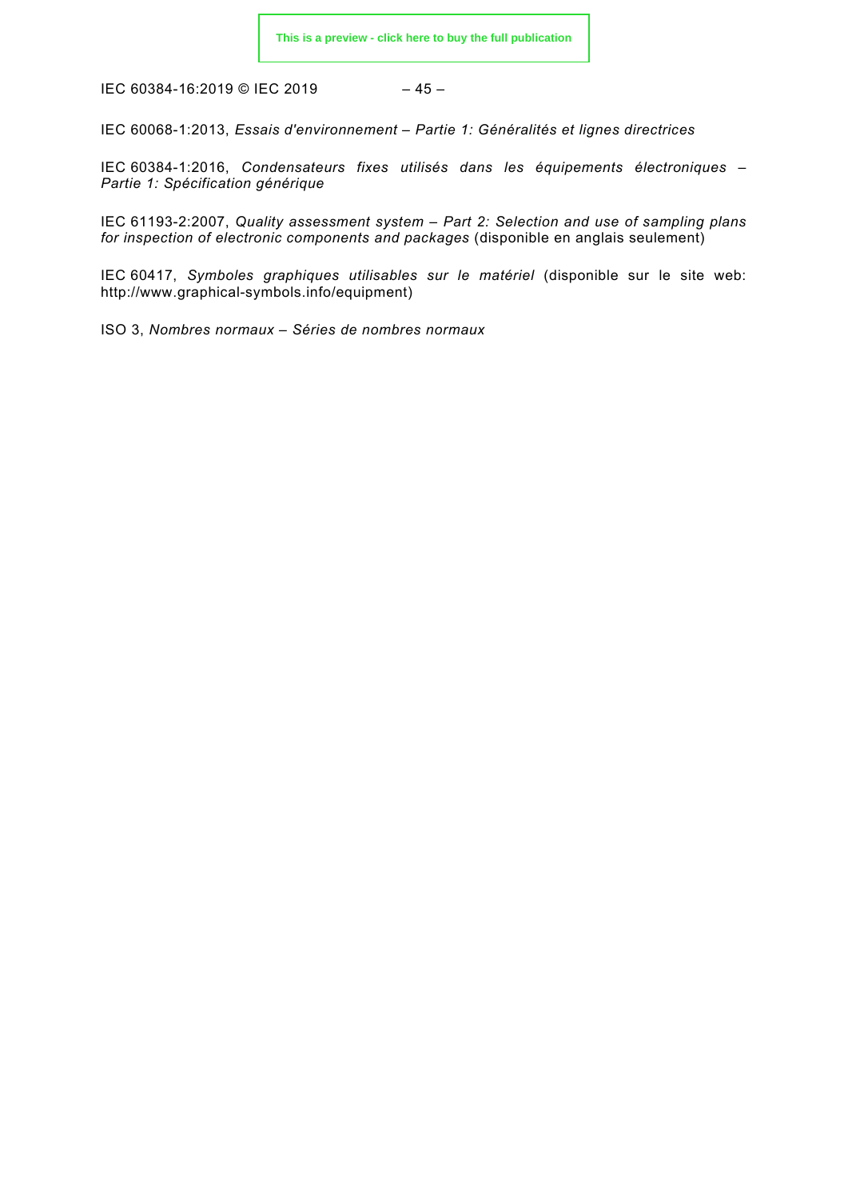IEC 60068-1:2013, *Essais d'environnement – Partie 1: Généralités et lignes directrices*

IEC 60384-1:2016, *Condensateurs fixes utilisés dans les équipements électroniques – Partie 1: Spécification générique*

IEC 61193-2:2007, *Quality assessment system – Part 2: Selection and use of sampling plans for inspection of electronic components and packages* (disponible en anglais seulement)

IEC 60417, *Symboles graphiques utilisables sur le matériel* (disponible sur le site web: http://www.graphical-symbols.info/equipment)

ISO 3, *Nombres normaux – Séries de nombres normaux*